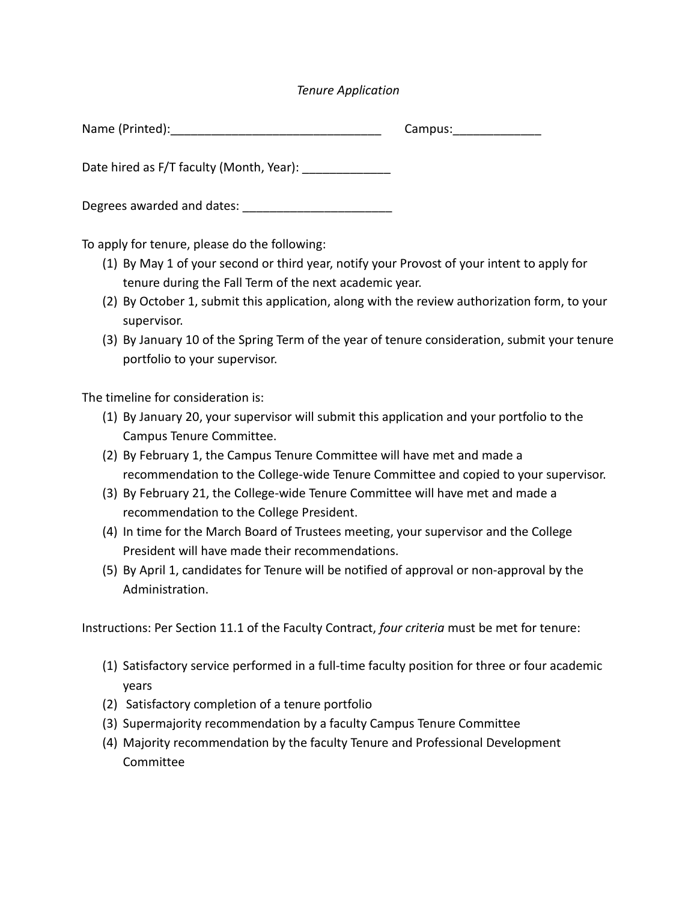*Tenure Application*

Name (Printed):_______________________________ Campus:_____________

Date hired as F/T faculty (Month, Year): _____________

Degrees awarded and dates: ______________________

To apply for tenure, please do the following:

(1) By May 1 of your second or third year, notify your Provost of your intent to apply for tenure during the Fall Term of the next academic year.
(2) By October 1, submit this application, along with the review authorization form, to your supervisor.
(3) By January 10 of the Spring Term of the year of tenure consideration, submit your tenure portfolio to your supervisor.

The timeline for consideration is:

(1) By January 20, your supervisor will submit this application and your portfolio to the Campus Tenure Committee.
(2) By February 1, the Campus Tenure Committee will have met and made a recommendation to the College-wide Tenure Committee and copied to your supervisor.
(3) By February 21, the College-wide Tenure Committee will have met and made a recommendation to the College President.
(4) In time for the March Board of Trustees meeting, your supervisor and the College President will have made their recommendations.
(5) By April 1, candidates for Tenure will be notified of approval or non-approval by the Administration.

Instructions: Per Section 11.1 of the Faculty Contract, *four criteria* must be met for tenure:

(1) Satisfactory service performed in a full-time faculty position for three or four academic years
(2) Satisfactory completion of a tenure portfolio
(3) Supermajority recommendation by a faculty Campus Tenure Committee
(4) Majority recommendation by the faculty Tenure and Professional Development Committee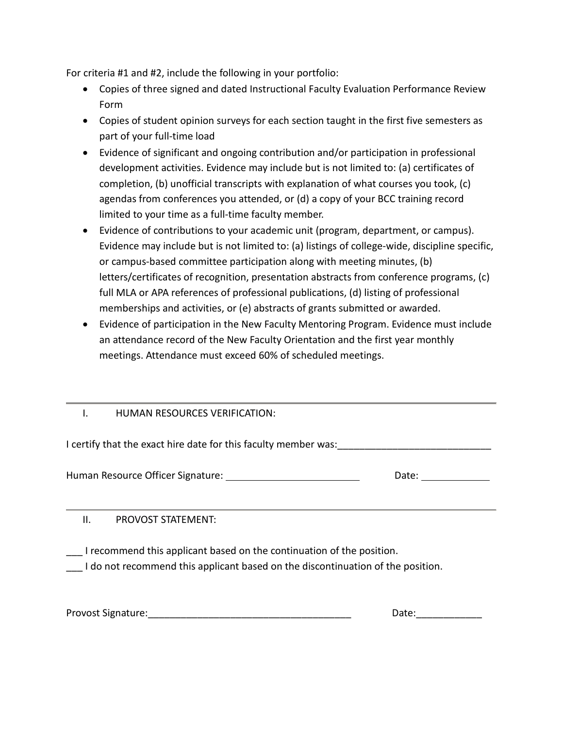For criteria #1 and #2, include the following in your portfolio:

- Copies of three signed and dated Instructional Faculty Evaluation Performance Review Form
- Copies of student opinion surveys for each section taught in the first five semesters as part of your full-time load
- Evidence of significant and ongoing contribution and/or participation in professional development activities. Evidence may include but is not limited to: (a) certificates of completion, (b) unofficial transcripts with explanation of what courses you took, (c) agendas from conferences you attended, or (d) a copy of your BCC training record limited to your time as a full-time faculty member.
- Evidence of contributions to your academic unit (program, department, or campus). Evidence may include but is not limited to: (a) listings of college-wide, discipline specific, or campus-based committee participation along with meeting minutes, (b) letters/certificates of recognition, presentation abstracts from conference programs, (c) full MLA or APA references of professional publications, (d) listing of professional memberships and activities, or (e) abstracts of grants submitted or awarded.
- Evidence of participation in the New Faculty Mentoring Program. Evidence must include an attendance record of the New Faculty Orientation and the first year monthly meetings. Attendance must exceed 60% of scheduled meetings.

---

## I. HUMAN RESOURCES VERIFICATION:

I certify that the exact hire date for this faculty member was:____________________________

Human Resource Officer Signature: ________________________ Date: ____________

---

## II. PROVOST STATEMENT:

___ I recommend this applicant based on the continuation of the position.

___ I do not recommend this applicant based on the discontinuation of the position.

Provost Signature:_____________________________________ Date:____________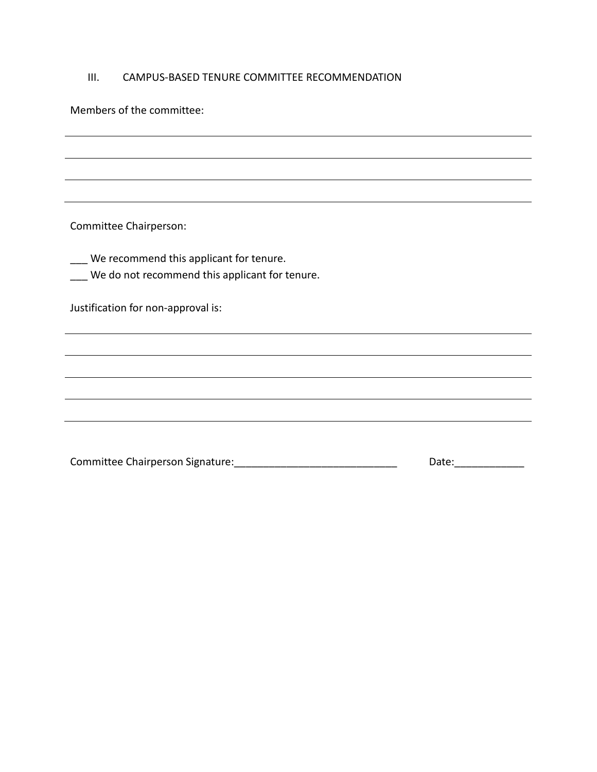## III. CAMPUS-BASED TENURE COMMITTEE RECOMMENDATION

Members of the committee:

______________________________________________________________________________

______________________________________________________________________________

______________________________________________________________________________

______________________________________________________________________________

Committee Chairperson:

___ We recommend this applicant for tenure.
___ We do not recommend this applicant for tenure.

Justification for non-approval is:

______________________________________________________________________________

______________________________________________________________________________

______________________________________________________________________________

______________________________________________________________________________

______________________________________________________________________________

Committee Chairperson Signature:_____________________________ Date:____________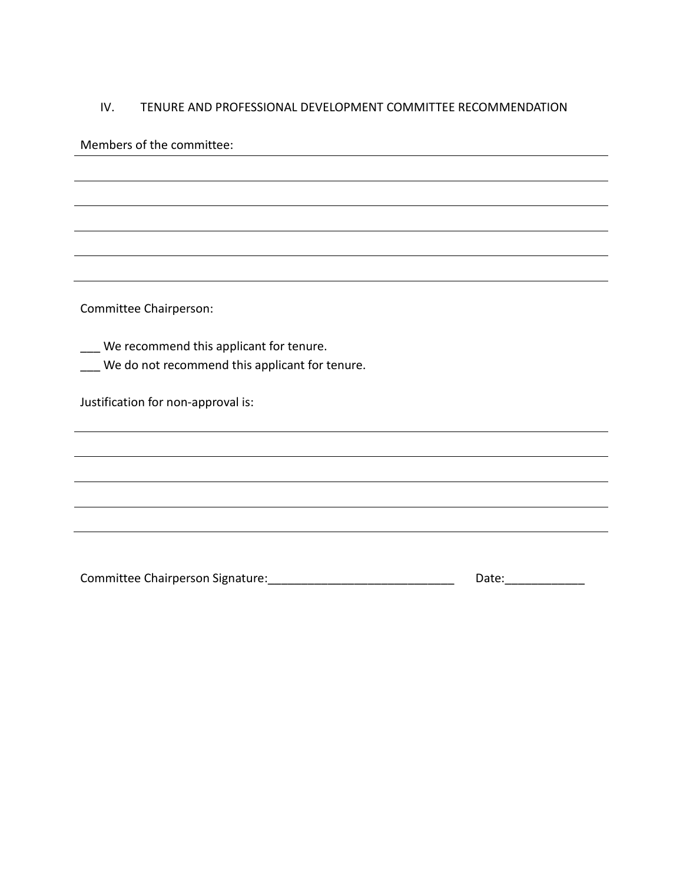## IV. TENURE AND PROFESSIONAL DEVELOPMENT COMMITTEE RECOMMENDATION

Members of the committee:

______________________________________________________________________________

______________________________________________________________________________

______________________________________________________________________________

______________________________________________________________________________

______________________________________________________________________________

Committee Chairperson:

___ We recommend this applicant for tenure.
___ We do not recommend this applicant for tenure.

Justification for non-approval is:

______________________________________________________________________________

______________________________________________________________________________

______________________________________________________________________________

______________________________________________________________________________

______________________________________________________________________________

Committee Chairperson Signature:_____________________________ Date:____________